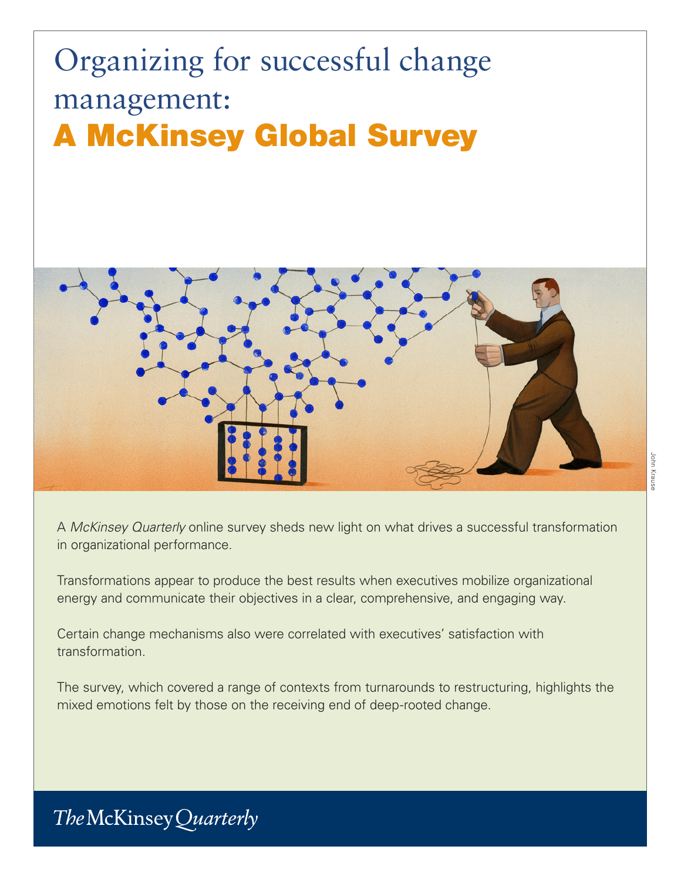# Organizing for successful change management:

## A McKinsey Global Survey

John Krause

A *McKinsey Quarterly* online survey sheds new light on what drives a successful transformation in organizational performance.

Transformations appear to produce the best results when executives mobilize organizational energy and communicate their objectives in a clear, comprehensive, and engaging way.

Certain change mechanisms also were correlated with executives' satisfaction with transformation.

The survey, which covered a range of contexts from turnarounds to restructuring, highlights the mixed emotions felt by those on the receiving end of deep-rooted change.

*The* McKinsey *Quarterly*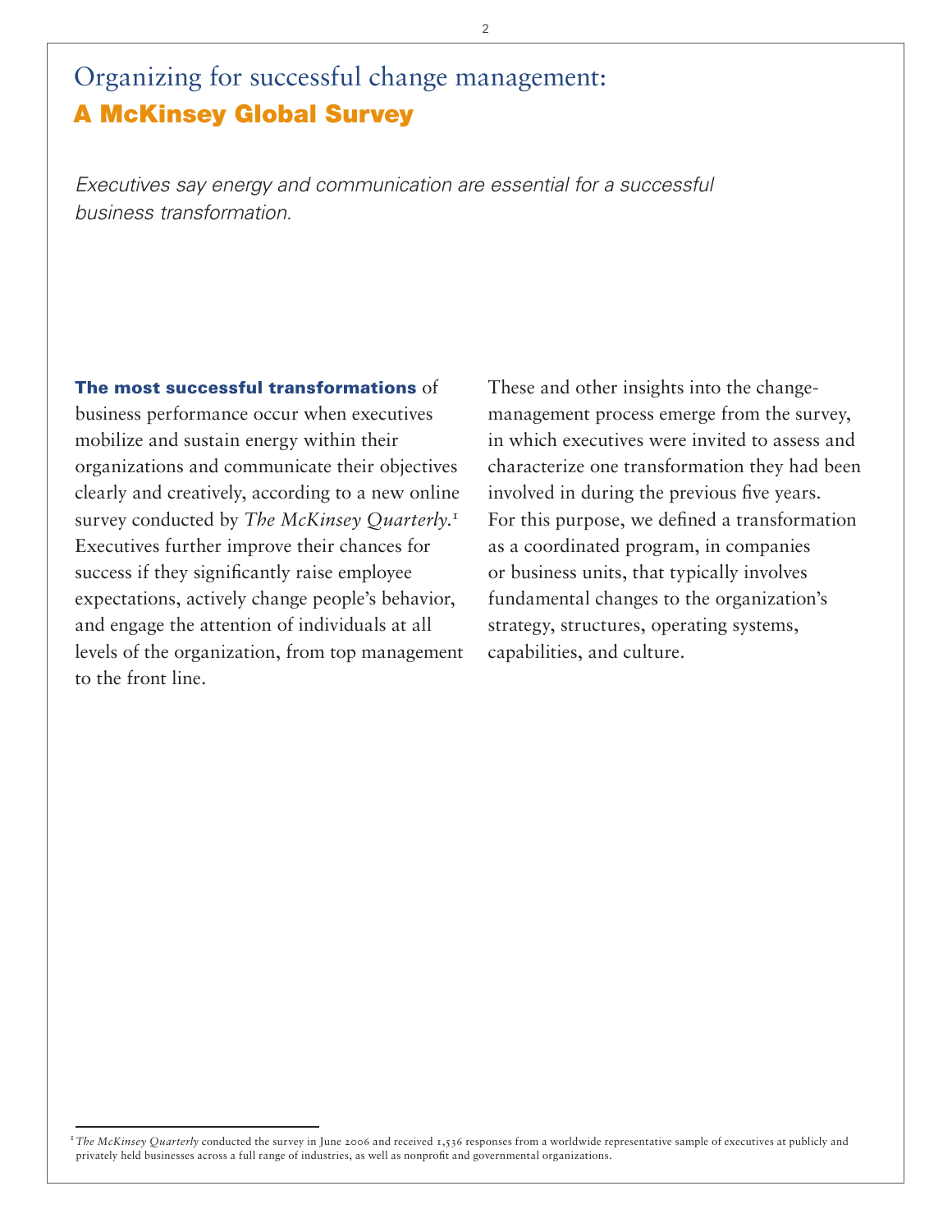# Organizing for successful change management: A McKinsey Global Survey

*Executives say energy and communication are essential for a successful business transformation.*

**The most successful transformations** of business performance occur when executives mobilize and sustain energy within their organizations and communicate their objectives clearly and creatively, according to a new online survey conducted by *The McKinsey Quarterly*.[1] Executives further improve their chances for success if they significantly raise employee expectations, actively change people's behavior, and engage the attention of individuals at all levels of the organization, from top management to the front line.

These and other insights into the change-management process emerge from the survey, in which executives were invited to assess and characterize one transformation they had been involved in during the previous five years. For this purpose, we defined a transformation as a coordinated program, in companies or business units, that typically involves fundamental changes to the organization's strategy, structures, operating systems, capabilities, and culture.

[1] *The McKinsey Quarterly* conducted the survey in June 2006 and received 1,536 responses from a worldwide representative sample of executives at publicly and privately held businesses across a full range of industries, as well as nonprofit and governmental organizations.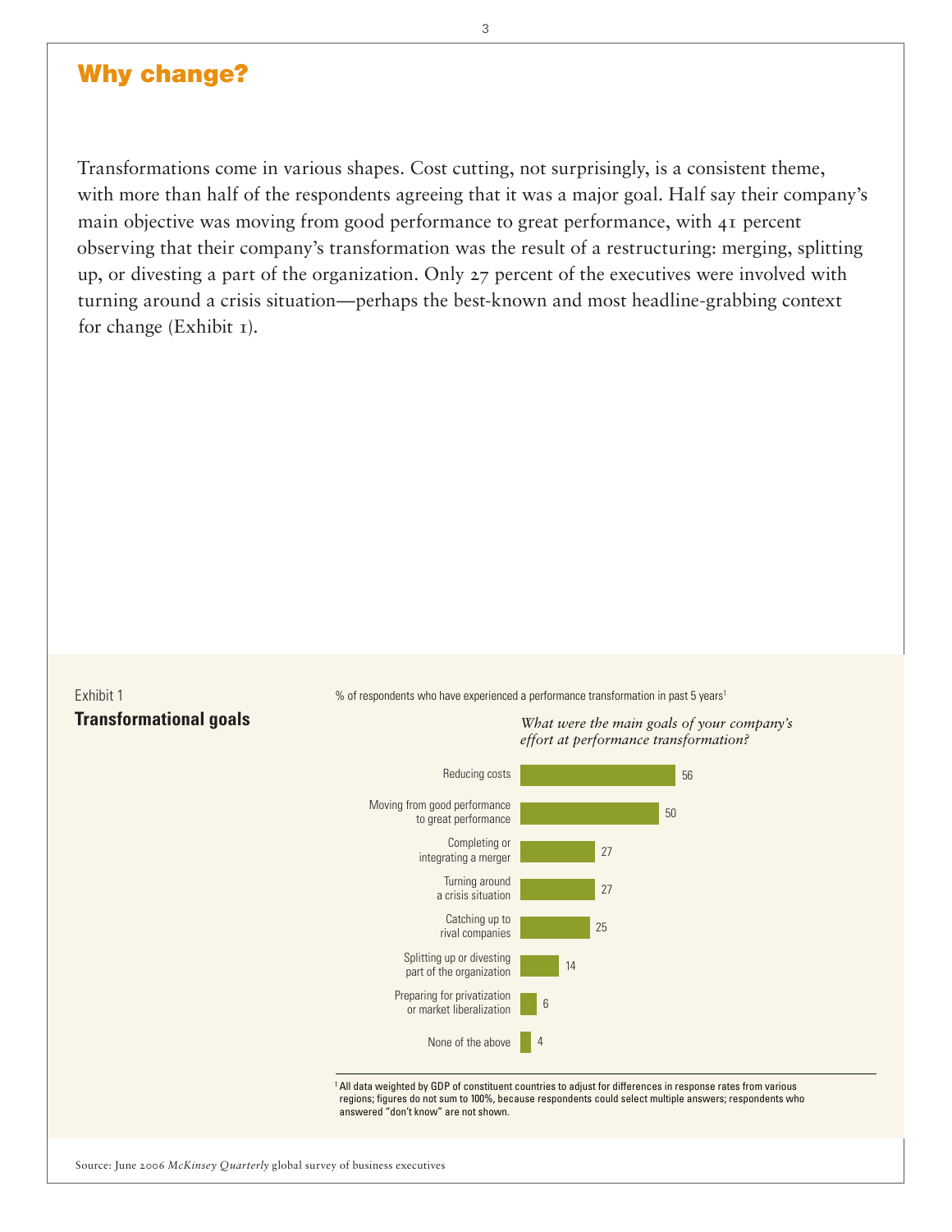## Why change?

Transformations come in various shapes. Cost cutting, not surprisingly, is a consistent theme, with more than half of the respondents agreeing that it was a major goal. Half say their company's main objective was moving from good performance to great performance, with 41 percent observing that their company's transformation was the result of a restructuring: merging, splitting up, or divesting a part of the organization. Only 27 percent of the executives were involved with turning around a crisis situation—perhaps the best-known and most headline-grabbing context for change (Exhibit 1).

Exhibit 1

**Transformational goals**

% of respondents who have experienced a performance transformation in past 5 years[1]

*What were the main goals of your company's effort at performance transformation?*

| Goal | % |
|---|---|
| Reducing costs | 56 |
| Moving from good performance to great performance | 50 |
| Completing or integrating a merger | 27 |
| Turning around a crisis situation | 27 |
| Catching up to rival companies | 25 |
| Splitting up or divesting part of the organization | 14 |
| Preparing for privatization or market liberalization | 6 |
| None of the above | 4 |

[1] All data weighted by GDP of constituent countries to adjust for differences in response rates from various regions; figures do not sum to 100%, because respondents could select multiple answers; respondents who answered "don't know" are not shown.

Source: June 2006 *McKinsey Quarterly* global survey of business executives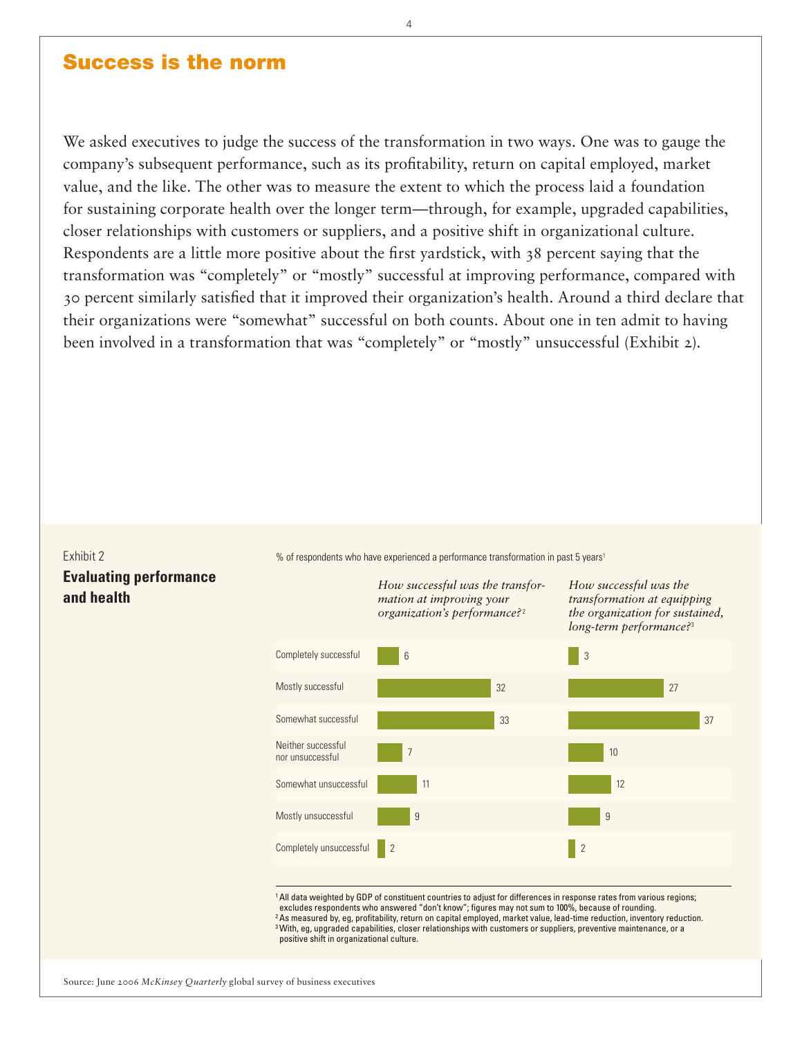## Success is the norm

We asked executives to judge the success of the transformation in two ways. One was to gauge the company's subsequent performance, such as its profitability, return on capital employed, market value, and the like. The other was to measure the extent to which the process laid a foundation for sustaining corporate health over the longer term—through, for example, upgraded capabilities, closer relationships with customers or suppliers, and a positive shift in organizational culture. Respondents are a little more positive about the first yardstick, with 38 percent saying that the transformation was "completely" or "mostly" successful at improving performance, compared with 30 percent similarly satisfied that it improved their organization's health. Around a third declare that their organizations were "somewhat" successful on both counts. About one in ten admit to having been involved in a transformation that was "completely" or "mostly" unsuccessful (Exhibit 2).

Exhibit 2

**Evaluating performance and health**

% of respondents who have experienced a performance transformation in past 5 years[1]

| | *How successful was the transformation at improving your organization's performance?*[2] | *How successful was the transformation at equipping the organization for sustained, long-term performance?*[3] |
|---|---|---|
| Completely successful | 6 | 3 |
| Mostly successful | 32 | 27 |
| Somewhat successful | 33 | 37 |
| Neither successful nor unsuccessful | 7 | 10 |
| Somewhat unsuccessful | 11 | 12 |
| Mostly unsuccessful | 9 | 9 |
| Completely unsuccessful | 2 | 2 |

[1] All data weighted by GDP of constituent countries to adjust for differences in response rates from various regions; excludes respondents who answered "don't know"; figures may not sum to 100%, because of rounding.

[2] As measured by, eg, profitability, return on capital employed, market value, lead-time reduction, inventory reduction.

[3] With, eg, upgraded capabilities, closer relationships with customers or suppliers, preventive maintenance, or a positive shift in organizational culture.

Source: June 2006 *McKinsey Quarterly* global survey of business executives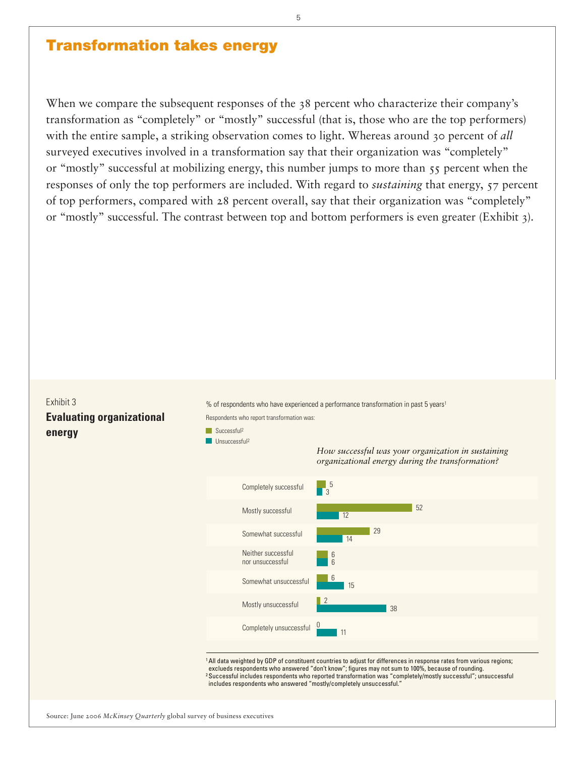## Transformation takes energy

When we compare the subsequent responses of the 38 percent who characterize their company's transformation as "completely" or "mostly" successful (that is, those who are the top performers) with the entire sample, a striking observation comes to light. Whereas around 30 percent of *all* surveyed executives involved in a transformation say that their organization was "completely" or "mostly" successful at mobilizing energy, this number jumps to more than 55 percent when the responses of only the top performers are included. With regard to *sustaining* that energy, 57 percent of top performers, compared with 28 percent overall, say that their organization was "completely" or "mostly" successful. The contrast between top and bottom performers is even greater (Exhibit 3).

Exhibit 3

**Evaluating organizational energy**

% of respondents who have experienced a performance transformation in past 5 years[1]

Respondents who report transformation was: Successful[2] / Unsuccessful[2]

*How successful was your organization in sustaining organizational energy during the transformation?*

| | Successful[2] | Unsuccessful[2] |
|---|---|---|
| Completely successful | 5 | 3 |
| Mostly successful | 52 | 12 |
| Somewhat successful | 29 | 14 |
| Neither successful nor unsuccessful | 6 | 6 |
| Somewhat unsuccessful | 6 | 15 |
| Mostly unsuccessful | 2 | 38 |
| Completely unsuccessful | 0 | 11 |

[1] All data weighted by GDP of constituent countries to adjust for differences in response rates from various regions; exclueds respondents who answered "don't know"; figures may not sum to 100%, because of rounding.

[2] Successful includes respondents who reported transformation was "completely/mostly successful"; unsuccessful includes respondents who answered "mostly/completely unsuccessful."

Source: June 2006 *McKinsey Quarterly* global survey of business executives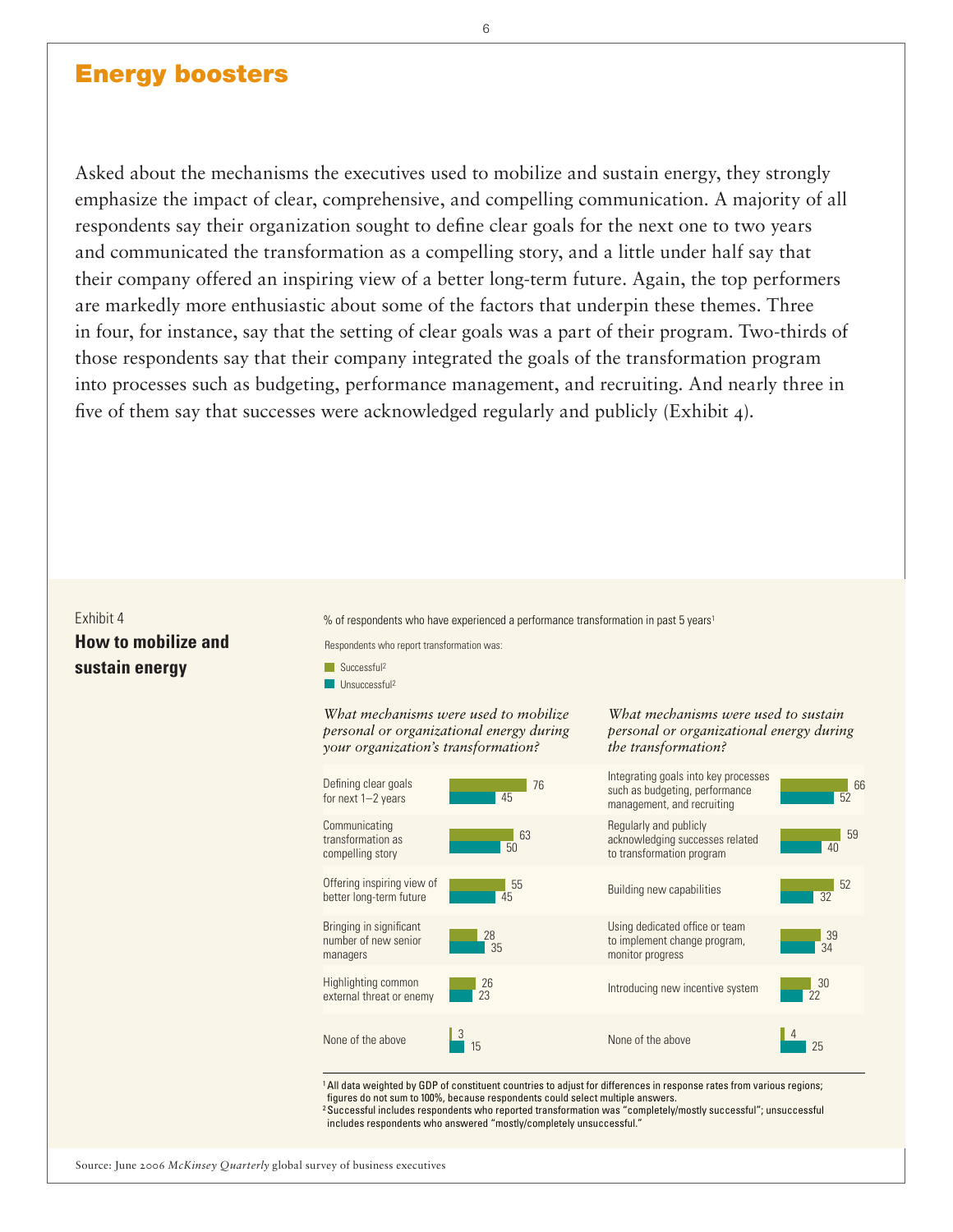## Energy boosters

Asked about the mechanisms the executives used to mobilize and sustain energy, they strongly emphasize the impact of clear, comprehensive, and compelling communication. A majority of all respondents say their organization sought to define clear goals for the next one to two years and communicated the transformation as a compelling story, and a little under half say that their company offered an inspiring view of a better long-term future. Again, the top performers are markedly more enthusiastic about some of the factors that underpin these themes. Three in four, for instance, say that the setting of clear goals was a part of their program. Two-thirds of those respondents say that their company integrated the goals of the transformation program into processes such as budgeting, performance management, and recruiting. And nearly three in five of them say that successes were acknowledged regularly and publicly (Exhibit 4).

Exhibit 4

**How to mobilize and sustain energy**

% of respondents who have experienced a performance transformation in past 5 years[1]

Respondents who report transformation was: Successful[2] / Unsuccessful[2]

*What mechanisms were used to mobilize personal or organizational energy during your organization's transformation?*

| Mechanism | Successful | Unsuccessful |
|---|---|---|
| Defining clear goals for next 1–2 years | 76 | 45 |
| Communicating transformation as compelling story | 63 | 50 |
| Offering inspiring view of better long-term future | 55 | 45 |
| Bringing in significant number of new senior managers | 28 | 35 |
| Highlighting common external threat or enemy | 26 | 23 |
| None of the above | 3 | 15 |

*What mechanisms were used to sustain personal or organizational energy during the transformation?*

| Mechanism | Successful | Unsuccessful |
|---|---|---|
| Integrating goals into key processes such as budgeting, performance management, and recruiting | 66 | 52 |
| Regularly and publicly acknowledging successes related to transformation program | 59 | 40 |
| Building new capabilities | 52 | 32 |
| Using dedicated office or team to implement change program, monitor progress | 39 | 34 |
| Introducing new incentive system | 30 | 22 |
| None of the above | 4 | 25 |

[1] All data weighted by GDP of constituent countries to adjust for differences in response rates from various regions; figures do not sum to 100%, because respondents could select multiple answers.

[2] Successful includes respondents who reported transformation was "completely/mostly successful"; unsuccessful includes respondents who answered "mostly/completely unsuccessful."

Source: June 2006 *McKinsey Quarterly* global survey of business executives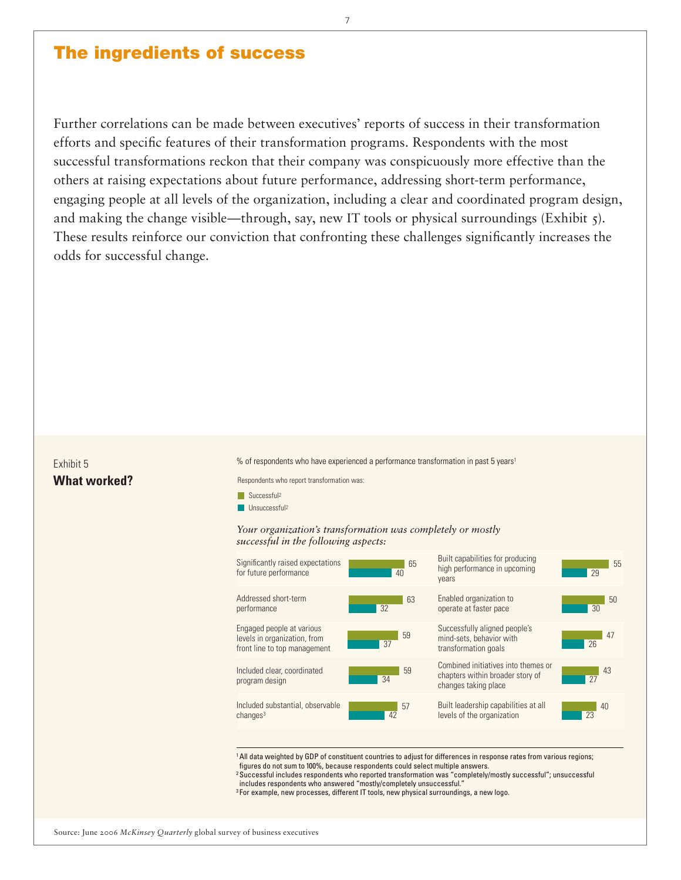# The ingredients of success

Further correlations can be made between executives' reports of success in their transformation efforts and specific features of their transformation programs. Respondents with the most successful transformations reckon that their company was conspicuously more effective than the others at raising expectations about future performance, addressing short-term performance, engaging people at all levels of the organization, including a clear and coordinated program design, and making the change visible—through, say, new IT tools or physical surroundings (Exhibit 5). These results reinforce our conviction that confronting these challenges significantly increases the odds for successful change.

Exhibit 5
**What worked?**

% of respondents who have experienced a performance transformation in past 5 years[1]

Respondents who report transformation was:

- Successful[2]
- Unsuccessful[2]

*Your organization's transformation was completely or mostly successful in the following aspects:*

| Aspect | Successful[2] | Unsuccessful[2] |
|---|---|---|
| Significantly raised expectations for future performance | 65 | 40 |
| Addressed short-term performance | 63 | 32 |
| Engaged people at various levels in organization, from front line to top management | 59 | 37 |
| Included clear, coordinated program design | 59 | 34 |
| Included substantial, observable changes[3] | 57 | 42 |
| Built capabilities for producing high performance in upcoming years | 55 | 29 |
| Enabled organization to operate at faster pace | 50 | 30 |
| Successfully aligned people's mind-sets, behavior with transformation goals | 47 | 26 |
| Combined initiatives into themes or chapters within broader story of changes taking place | 43 | 27 |
| Built leadership capabilities at all levels of the organization | 40 | 23 |

[1] All data weighted by GDP of constituent countries to adjust for differences in response rates from various regions; figures do not sum to 100%, because respondents could select multiple answers.
[2] Successful includes respondents who reported transformation was "completely/mostly successful"; unsuccessful includes respondents who answered "mostly/completely unsuccessful."
[3] For example, new processes, different IT tools, new physical surroundings, a new logo.

Source: June 2006 *McKinsey Quarterly* global survey of business executives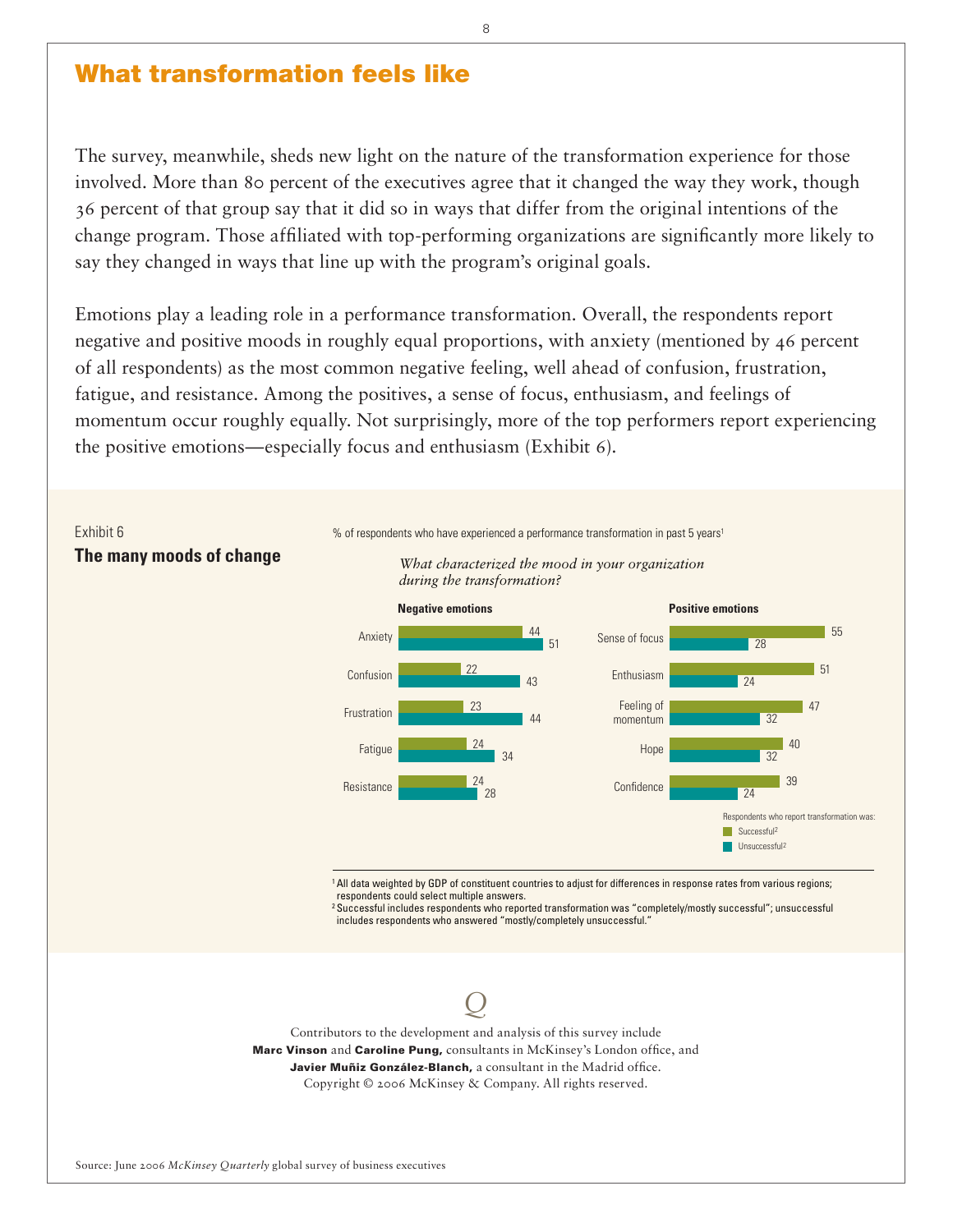## What transformation feels like

The survey, meanwhile, sheds new light on the nature of the transformation experience for those involved. More than 80 percent of the executives agree that it changed the way they work, though 36 percent of that group say that it did so in ways that differ from the original intentions of the change program. Those affiliated with top-performing organizations are significantly more likely to say they changed in ways that line up with the program's original goals.

Emotions play a leading role in a performance transformation. Overall, the respondents report negative and positive moods in roughly equal proportions, with anxiety (mentioned by 46 percent of all respondents) as the most common negative feeling, well ahead of confusion, frustration, fatigue, and resistance. Among the positives, a sense of focus, enthusiasm, and feelings of momentum occur roughly equally. Not surprisingly, more of the top performers report experiencing the positive emotions—especially focus and enthusiasm (Exhibit 6).

Exhibit 6

**The many moods of change**

% of respondents who have experienced a performance transformation in past 5 years[1]

*What characterized the mood in your organization during the transformation?*

**Negative emotions**

Anxiety 44 51

Confusion 22 43

Frustration 23 44

Fatigue 24 34

Resistance 24 28

**Positive emotions**

Sense of focus 55 28

Enthusiasm 51 24

Feeling of momentum 47 32

Hope 40 32

Confidence 39 24

Respondents who report transformation was:

Successful[2]

Unsuccessful[2]

[1] All data weighted by GDP of constituent countries to adjust for differences in response rates from various regions; respondents could select multiple answers.

[2] Successful includes respondents who reported transformation was "completely/mostly successful"; unsuccessful includes respondents who answered "mostly/completely unsuccessful."

Q

Contributors to the development and analysis of this survey include **Marc Vinson** and **Caroline Pung,** consultants in McKinsey's London office, and **Javier Muñiz González-Blanch,** a consultant in the Madrid office.

Copyright © 2006 McKinsey & Company. All rights reserved.

Source: June 2006 *McKinsey Quarterly* global survey of business executives